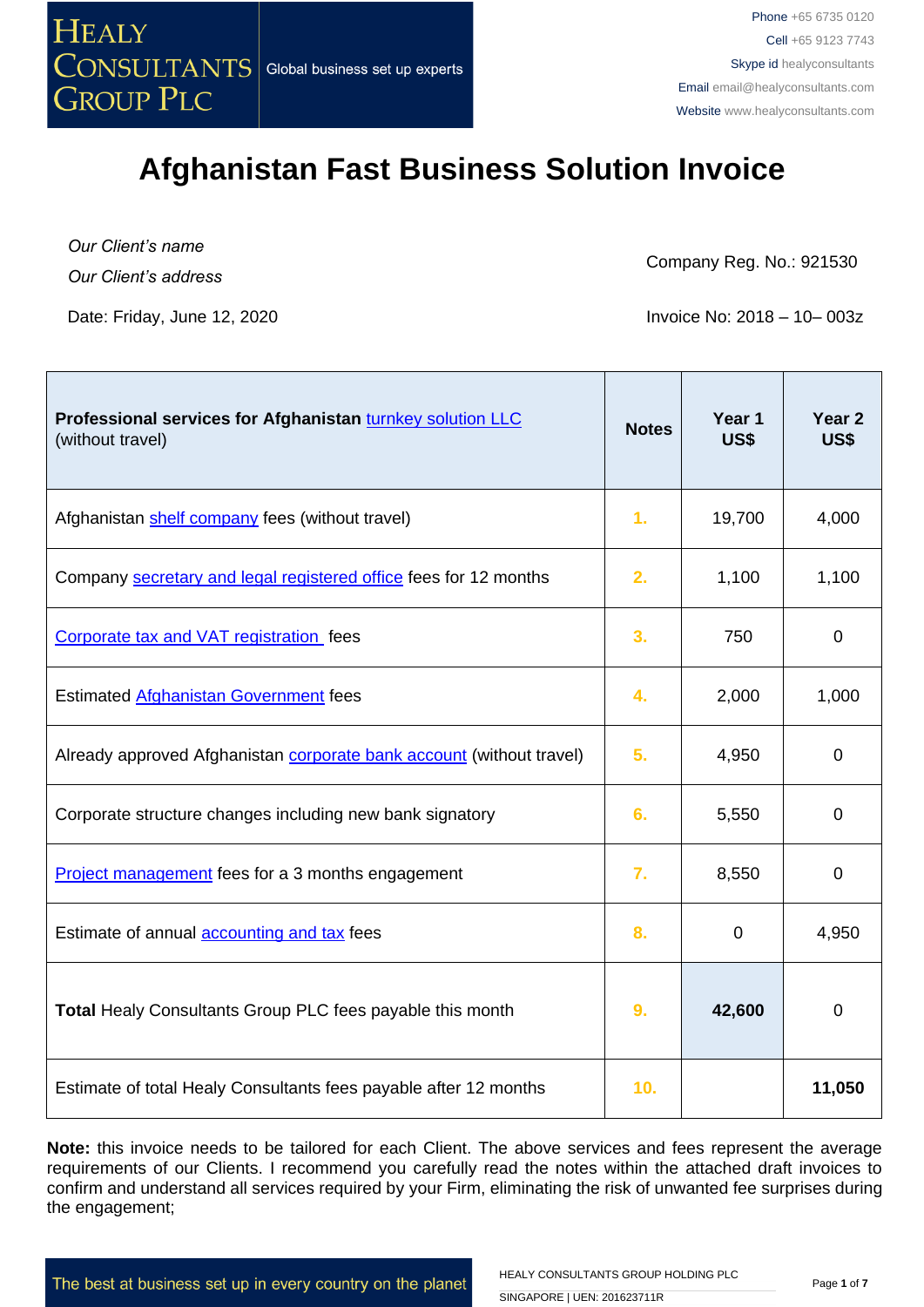HEALY CONSULTANTS GROUP PLC

Global business set up experts

Phone +65 6735 0120
Cell +65 9123 7743
Skype id healyconsultants
Email email@healyconsultants.com
Website www.healyconsultants.com

# Afghanistan Fast Business Solution Invoice

*Our Client's name*
*Our Client's address*

Company Reg. No.: 921530

Date: Friday, June 12, 2020

Invoice No: 2018 – 10– 003z

| **Professional services for Afghanistan** turnkey solution LLC (without travel) | **Notes** | **Year 1 US$** | **Year 2 US$** |
|---|---|---|---|
| Afghanistan shelf company fees (without travel) | 1. | 19,700 | 4,000 |
| Company secretary and legal registered office fees for 12 months | 2. | 1,100 | 1,100 |
| Corporate tax and VAT registration fees | 3. | 750 | 0 |
| Estimated Afghanistan Government fees | 4. | 2,000 | 1,000 |
| Already approved Afghanistan corporate bank account (without travel) | 5. | 4,950 | 0 |
| Corporate structure changes including new bank signatory | 6. | 5,550 | 0 |
| Project management fees for a 3 months engagement | 7. | 8,550 | 0 |
| Estimate of annual accounting and tax fees | 8. | 0 | 4,950 |
| **Total** Healy Consultants Group PLC fees payable this month | 9. | **42,600** | 0 |
| Estimate of total Healy Consultants fees payable after 12 months | 10. | | **11,050** |

**Note:** this invoice needs to be tailored for each Client. The above services and fees represent the average requirements of our Clients. I recommend you carefully read the notes within the attached draft invoices to confirm and understand all services required by your Firm, eliminating the risk of unwanted fee surprises during the engagement;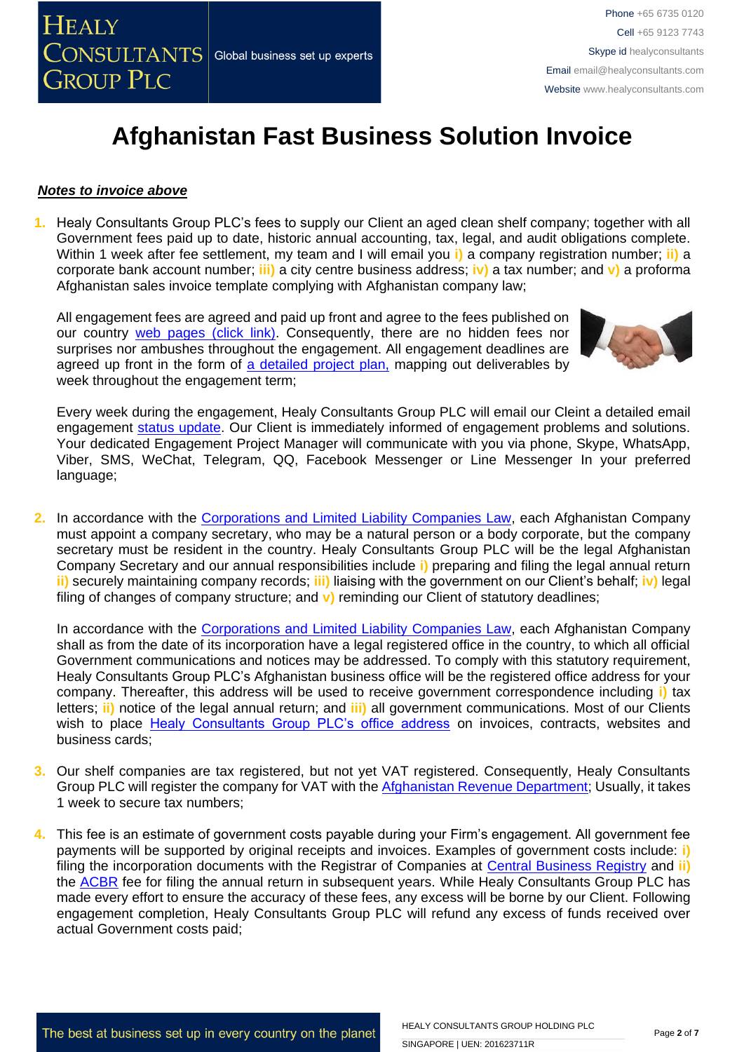# Afghanistan Fast Business Solution Invoice

***Notes to invoice above***

1. Healy Consultants Group PLC's fees to supply our Client an aged clean shelf company; together with all Government fees paid up to date, historic annual accounting, tax, legal, and audit obligations complete. Within 1 week after fee settlement, my team and I will email you **i)** a company registration number; **ii)** a corporate bank account number; **iii)** a city centre business address; **iv)** a tax number; and **v)** a proforma Afghanistan sales invoice template complying with Afghanistan company law;

   All engagement fees are agreed and paid up front and agree to the fees published on our country web pages (click link). Consequently, there are no hidden fees nor surprises nor ambushes throughout the engagement. All engagement deadlines are agreed up front in the form of a detailed project plan, mapping out deliverables by week throughout the engagement term;

   Every week during the engagement, Healy Consultants Group PLC will email our Cleint a detailed email engagement status update. Our Client is immediately informed of engagement problems and solutions. Your dedicated Engagement Project Manager will communicate with you via phone, Skype, WhatsApp, Viber, SMS, WeChat, Telegram, QQ, Facebook Messenger or Line Messenger In your preferred language;

2. In accordance with the Corporations and Limited Liability Companies Law, each Afghanistan Company must appoint a company secretary, who may be a natural person or a body corporate, but the company secretary must be resident in the country. Healy Consultants Group PLC will be the legal Afghanistan Company Secretary and our annual responsibilities include **i)** preparing and filing the legal annual return **ii)** securely maintaining company records; **iii)** liaising with the government on our Client's behalf; **iv)** legal filing of changes of company structure; and **v)** reminding our Client of statutory deadlines;

   In accordance with the Corporations and Limited Liability Companies Law, each Afghanistan Company shall as from the date of its incorporation have a legal registered office in the country, to which all official Government communications and notices may be addressed. To comply with this statutory requirement, Healy Consultants Group PLC's Afghanistan business office will be the registered office address for your company. Thereafter, this address will be used to receive government correspondence including **i)** tax letters; **ii)** notice of the legal annual return; and **iii)** all government communications. Most of our Clients wish to place Healy Consultants Group PLC's office address on invoices, contracts, websites and business cards;

3. Our shelf companies are tax registered, but not yet VAT registered. Consequently, Healy Consultants Group PLC will register the company for VAT with the Afghanistan Revenue Department; Usually, it takes 1 week to secure tax numbers;

4. This fee is an estimate of government costs payable during your Firm's engagement. All government fee payments will be supported by original receipts and invoices. Examples of government costs include: **i)** filing the incorporation documents with the Registrar of Companies at Central Business Registry and **ii)** the ACBR fee for filing the annual return in subsequent years. While Healy Consultants Group PLC has made every effort to ensure the accuracy of these fees, any excess will be borne by our Client. Following engagement completion, Healy Consultants Group PLC will refund any excess of funds received over actual Government costs paid;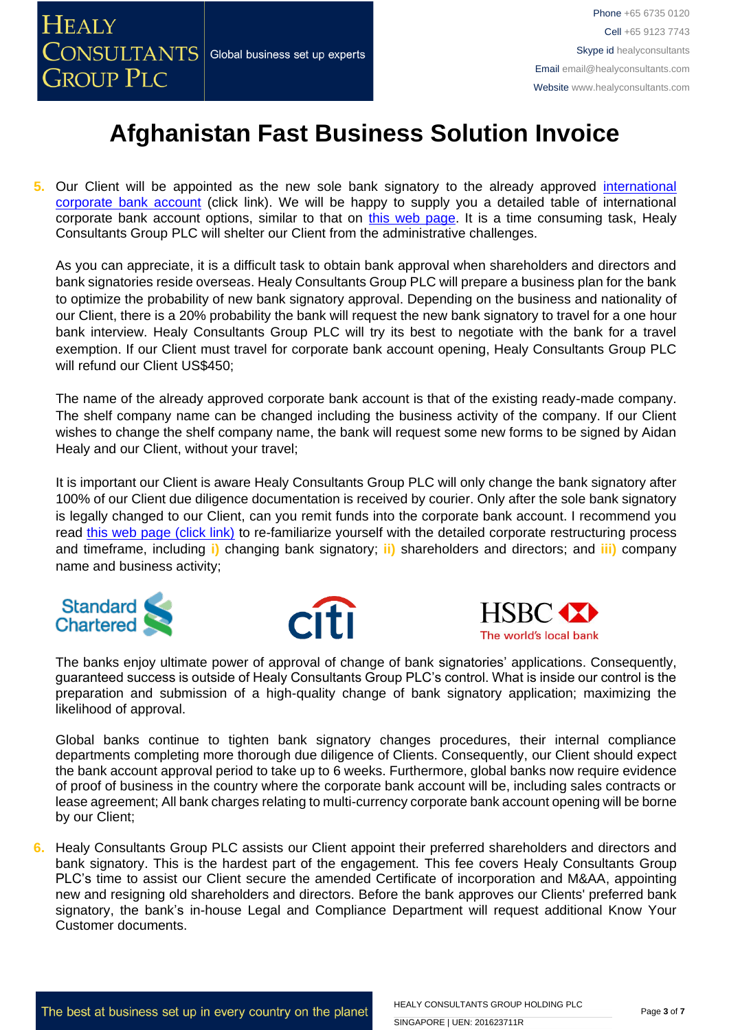# Afghanistan Fast Business Solution Invoice

5. Our Client will be appointed as the new sole bank signatory to the already approved international corporate bank account (click link). We will be happy to supply you a detailed table of international corporate bank account options, similar to that on this web page. It is a time consuming task, Healy Consultants Group PLC will shelter our Client from the administrative challenges.

   As you can appreciate, it is a difficult task to obtain bank approval when shareholders and directors and bank signatories reside overseas. Healy Consultants Group PLC will prepare a business plan for the bank to optimize the probability of new bank signatory approval. Depending on the business and nationality of our Client, there is a 20% probability the bank will request the new bank signatory to travel for a one hour bank interview. Healy Consultants Group PLC will try its best to negotiate with the bank for a travel exemption. If our Client must travel for corporate bank account opening, Healy Consultants Group PLC will refund our Client US$450;

   The name of the already approved corporate bank account is that of the existing ready-made company. The shelf company name can be changed including the business activity of the company. If our Client wishes to change the shelf company name, the bank will request some new forms to be signed by Aidan Healy and our Client, without your travel;

   It is important our Client is aware Healy Consultants Group PLC will only change the bank signatory after 100% of our Client due diligence documentation is received by courier. Only after the sole bank signatory is legally changed to our Client, can you remit funds into the corporate bank account. I recommend you read this web page (click link) to re-familiarize yourself with the detailed corporate restructuring process and timeframe, including **i)** changing bank signatory; **ii)** shareholders and directors; and **iii)** company name and business activity;

   Standard Chartered | citi | HSBC The world's local bank

   The banks enjoy ultimate power of approval of change of bank signatories' applications. Consequently, guaranteed success is outside of Healy Consultants Group PLC's control. What is inside our control is the preparation and submission of a high-quality change of bank signatory application; maximizing the likelihood of approval.

   Global banks continue to tighten bank signatory changes procedures, their internal compliance departments completing more thorough due diligence of Clients. Consequently, our Client should expect the bank account approval period to take up to 6 weeks. Furthermore, global banks now require evidence of proof of business in the country where the corporate bank account will be, including sales contracts or lease agreement; All bank charges relating to multi-currency corporate bank account opening will be borne by our Client;

6. Healy Consultants Group PLC assists our Client appoint their preferred shareholders and directors and bank signatory. This is the hardest part of the engagement. This fee covers Healy Consultants Group PLC's time to assist our Client secure the amended Certificate of incorporation and M&AA, appointing new and resigning old shareholders and directors. Before the bank approves our Clients' preferred bank signatory, the bank's in-house Legal and Compliance Department will request additional Know Your Customer documents.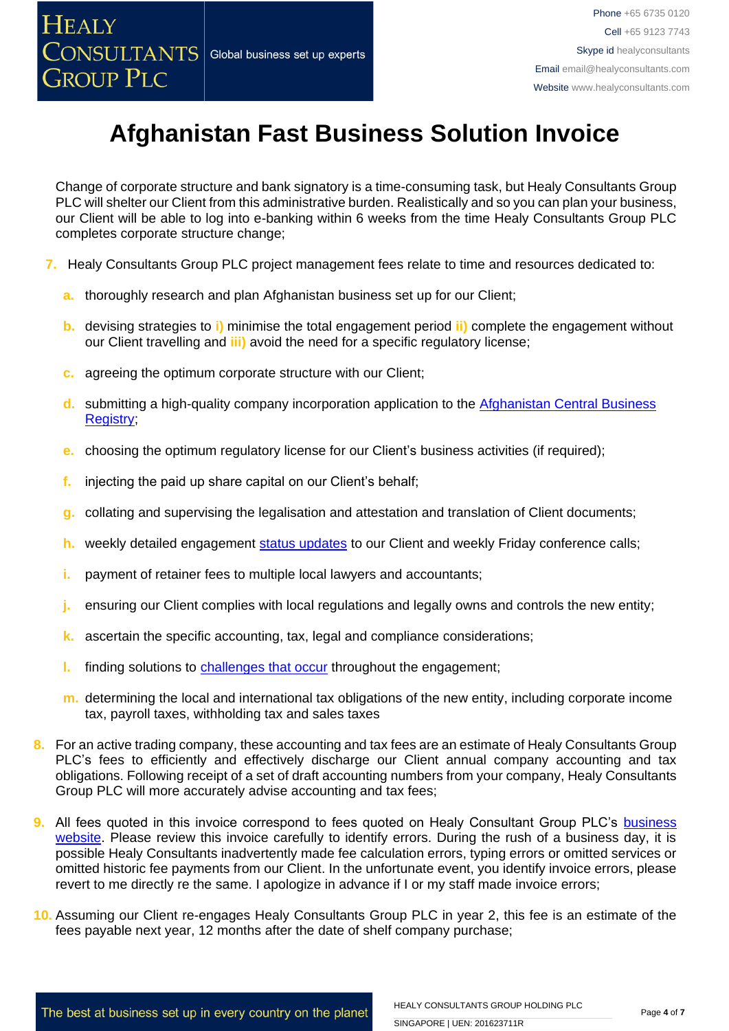# Afghanistan Fast Business Solution Invoice

Change of corporate structure and bank signatory is a time-consuming task, but Healy Consultants Group PLC will shelter our Client from this administrative burden. Realistically and so you can plan your business, our Client will be able to log into e-banking within 6 weeks from the time Healy Consultants Group PLC completes corporate structure change;

7. Healy Consultants Group PLC project management fees relate to time and resources dedicated to:
   a. thoroughly research and plan Afghanistan business set up for our Client;
   b. devising strategies to i) minimise the total engagement period ii) complete the engagement without our Client travelling and iii) avoid the need for a specific regulatory license;
   c. agreeing the optimum corporate structure with our Client;
   d. submitting a high-quality company incorporation application to the Afghanistan Central Business Registry;
   e. choosing the optimum regulatory license for our Client's business activities (if required);
   f. injecting the paid up share capital on our Client's behalf;
   g. collating and supervising the legalisation and attestation and translation of Client documents;
   h. weekly detailed engagement status updates to our Client and weekly Friday conference calls;
   i. payment of retainer fees to multiple local lawyers and accountants;
   j. ensuring our Client complies with local regulations and legally owns and controls the new entity;
   k. ascertain the specific accounting, tax, legal and compliance considerations;
   l. finding solutions to challenges that occur throughout the engagement;
   m. determining the local and international tax obligations of the new entity, including corporate income tax, payroll taxes, withholding tax and sales taxes
8. For an active trading company, these accounting and tax fees are an estimate of Healy Consultants Group PLC's fees to efficiently and effectively discharge our Client annual company accounting and tax obligations. Following receipt of a set of draft accounting numbers from your company, Healy Consultants Group PLC will more accurately advise accounting and tax fees;
9. All fees quoted in this invoice correspond to fees quoted on Healy Consultant Group PLC's business website. Please review this invoice carefully to identify errors. During the rush of a business day, it is possible Healy Consultants inadvertently made fee calculation errors, typing errors or omitted services or omitted historic fee payments from our Client. In the unfortunate event, you identify invoice errors, please revert to me directly re the same. I apologize in advance if I or my staff made invoice errors;
10. Assuming our Client re-engages Healy Consultants Group PLC in year 2, this fee is an estimate of the fees payable next year, 12 months after the date of shelf company purchase;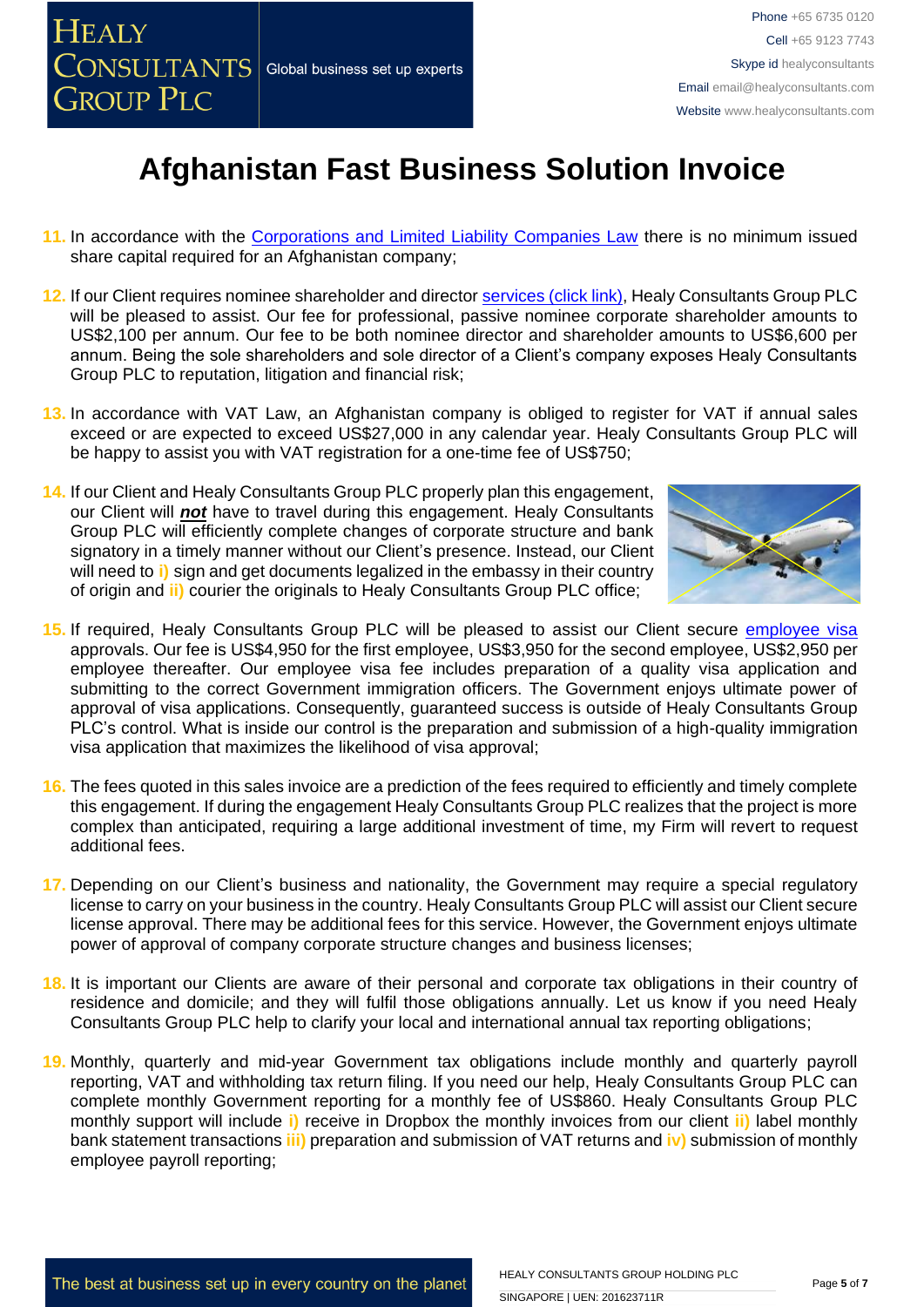# Afghanistan Fast Business Solution Invoice

11. In accordance with the Corporations and Limited Liability Companies Law there is no minimum issued share capital required for an Afghanistan company;

12. If our Client requires nominee shareholder and director services (click link), Healy Consultants Group PLC will be pleased to assist. Our fee for professional, passive nominee corporate shareholder amounts to US$2,100 per annum. Our fee to be both nominee director and shareholder amounts to US$6,600 per annum. Being the sole shareholders and sole director of a Client's company exposes Healy Consultants Group PLC to reputation, litigation and financial risk;

13. In accordance with VAT Law, an Afghanistan company is obliged to register for VAT if annual sales exceed or are expected to exceed US$27,000 in any calendar year. Healy Consultants Group PLC will be happy to assist you with VAT registration for a one-time fee of US$750;

14. If our Client and Healy Consultants Group PLC properly plan this engagement, our Client will ***not*** have to travel during this engagement. Healy Consultants Group PLC will efficiently complete changes of corporate structure and bank signatory in a timely manner without our Client's presence. Instead, our Client will need to i) sign and get documents legalized in the embassy in their country of origin and ii) courier the originals to Healy Consultants Group PLC office;

15. If required, Healy Consultants Group PLC will be pleased to assist our Client secure employee visa approvals. Our fee is US$4,950 for the first employee, US$3,950 for the second employee, US$2,950 per employee thereafter. Our employee visa fee includes preparation of a quality visa application and submitting to the correct Government immigration officers. The Government enjoys ultimate power of approval of visa applications. Consequently, guaranteed success is outside of Healy Consultants Group PLC's control. What is inside our control is the preparation and submission of a high-quality immigration visa application that maximizes the likelihood of visa approval;

16. The fees quoted in this sales invoice are a prediction of the fees required to efficiently and timely complete this engagement. If during the engagement Healy Consultants Group PLC realizes that the project is more complex than anticipated, requiring a large additional investment of time, my Firm will revert to request additional fees.

17. Depending on our Client's business and nationality, the Government may require a special regulatory license to carry on your business in the country. Healy Consultants Group PLC will assist our Client secure license approval. There may be additional fees for this service. However, the Government enjoys ultimate power of approval of company corporate structure changes and business licenses;

18. It is important our Clients are aware of their personal and corporate tax obligations in their country of residence and domicile; and they will fulfil those obligations annually. Let us know if you need Healy Consultants Group PLC help to clarify your local and international annual tax reporting obligations;

19. Monthly, quarterly and mid-year Government tax obligations include monthly and quarterly payroll reporting, VAT and withholding tax return filing. If you need our help, Healy Consultants Group PLC can complete monthly Government reporting for a monthly fee of US$860. Healy Consultants Group PLC monthly support will include i) receive in Dropbox the monthly invoices from our client ii) label monthly bank statement transactions iii) preparation and submission of VAT returns and iv) submission of monthly employee payroll reporting;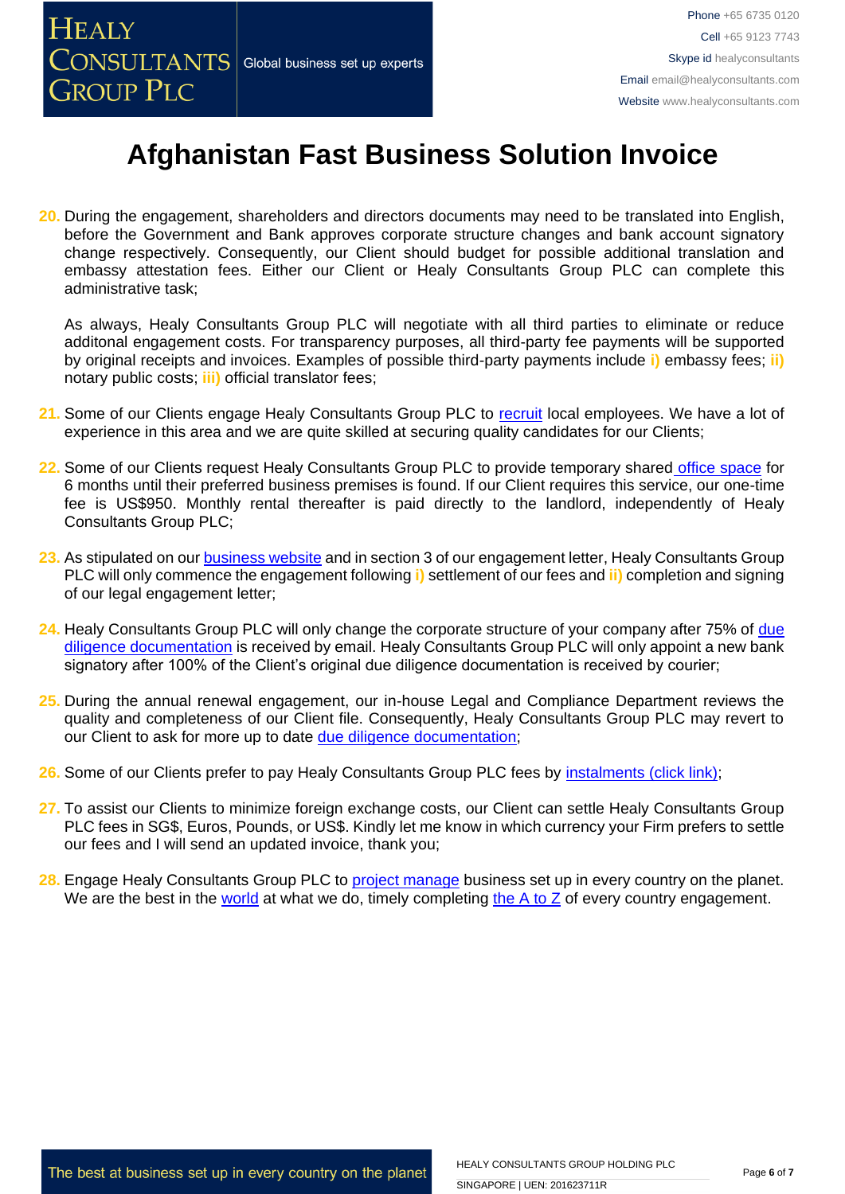# Afghanistan Fast Business Solution Invoice

20. During the engagement, shareholders and directors documents may need to be translated into English, before the Government and Bank approves corporate structure changes and bank account signatory change respectively. Consequently, our Client should budget for possible additional translation and embassy attestation fees. Either our Client or Healy Consultants Group PLC can complete this administrative task;

    As always, Healy Consultants Group PLC will negotiate with all third parties to eliminate or reduce additonal engagement costs. For transparency purposes, all third-party fee payments will be supported by original receipts and invoices. Examples of possible third-party payments include **i)** embassy fees; **ii)** notary public costs; **iii)** official translator fees;

21. Some of our Clients engage Healy Consultants Group PLC to recruit local employees. We have a lot of experience in this area and we are quite skilled at securing quality candidates for our Clients;

22. Some of our Clients request Healy Consultants Group PLC to provide temporary shared office space for 6 months until their preferred business premises is found. If our Client requires this service, our one-time fee is US$950. Monthly rental thereafter is paid directly to the landlord, independently of Healy Consultants Group PLC;

23. As stipulated on our business website and in section 3 of our engagement letter, Healy Consultants Group PLC will only commence the engagement following **i)** settlement of our fees and **ii)** completion and signing of our legal engagement letter;

24. Healy Consultants Group PLC will only change the corporate structure of your company after 75% of due diligence documentation is received by email. Healy Consultants Group PLC will only appoint a new bank signatory after 100% of the Client's original due diligence documentation is received by courier;

25. During the annual renewal engagement, our in-house Legal and Compliance Department reviews the quality and completeness of our Client file. Consequently, Healy Consultants Group PLC may revert to our Client to ask for more up to date due diligence documentation;

26. Some of our Clients prefer to pay Healy Consultants Group PLC fees by instalments (click link);

27. To assist our Clients to minimize foreign exchange costs, our Client can settle Healy Consultants Group PLC fees in SG$, Euros, Pounds, or US$. Kindly let me know in which currency your Firm prefers to settle our fees and I will send an updated invoice, thank you;

28. Engage Healy Consultants Group PLC to project manage business set up in every country on the planet. We are the best in the world at what we do, timely completing the A to Z of every country engagement.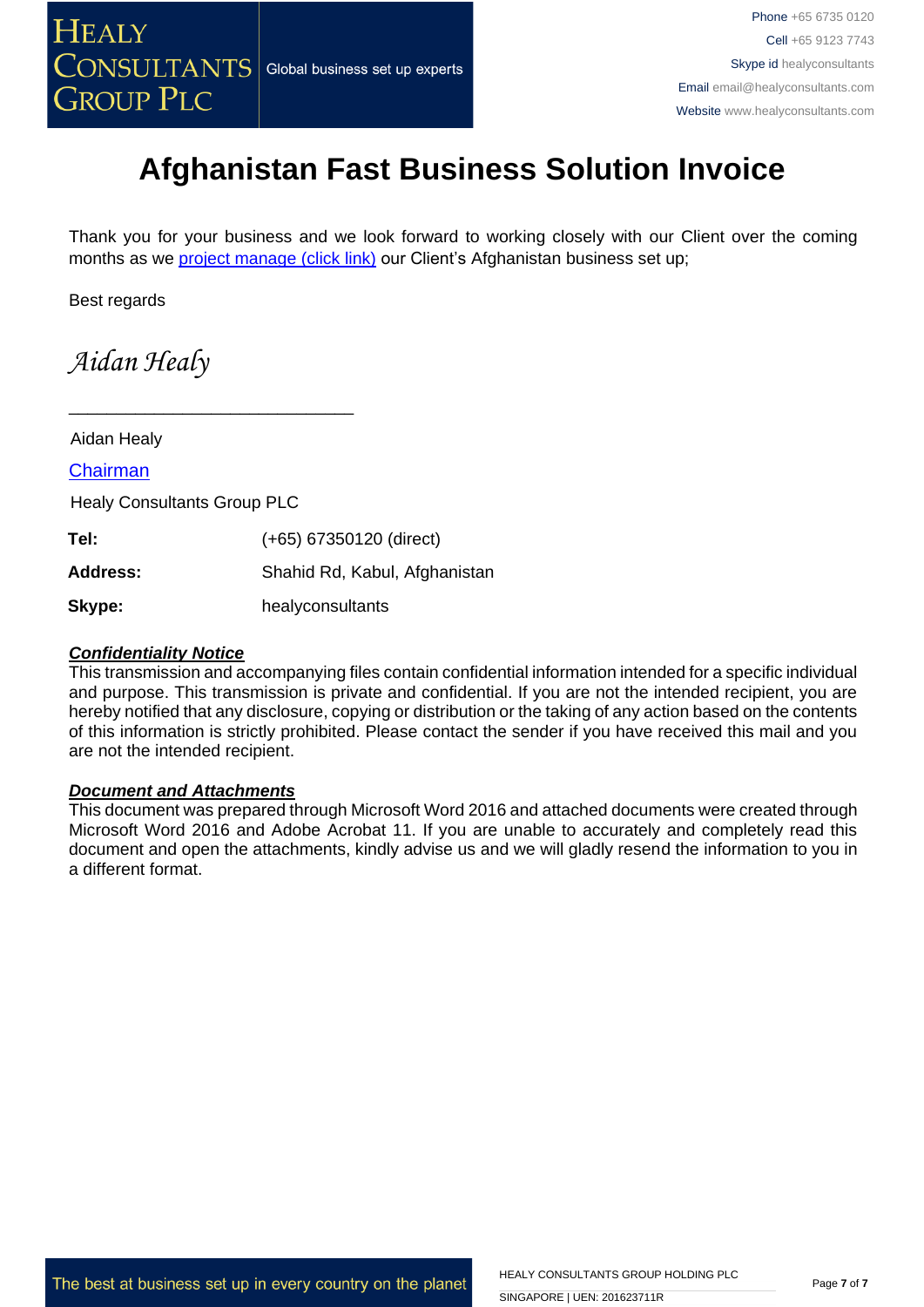# Afghanistan Fast Business Solution Invoice

Thank you for your business and we look forward to working closely with our Client over the coming months as we project manage (click link) our Client's Afghanistan business set up;

Best regards

*Aidan Healy*

\_\_\_\_\_\_\_\_\_\_\_\_\_\_\_\_\_\_\_\_\_\_\_\_\_\_\_\_\_\_

Aidan Healy

Chairman

Healy Consultants Group PLC

| | |
|---|---|
| **Tel:** | (+65) 67350120 (direct) |
| **Address:** | Shahid Rd, Kabul, Afghanistan |
| **Skype:** | healyconsultants |

***Confidentiality Notice***

This transmission and accompanying files contain confidential information intended for a specific individual and purpose. This transmission is private and confidential. If you are not the intended recipient, you are hereby notified that any disclosure, copying or distribution or the taking of any action based on the contents of this information is strictly prohibited. Please contact the sender if you have received this mail and you are not the intended recipient.

***Document and Attachments***

This document was prepared through Microsoft Word 2016 and attached documents were created through Microsoft Word 2016 and Adobe Acrobat 11. If you are unable to accurately and completely read this document and open the attachments, kindly advise us and we will gladly resend the information to you in a different format.